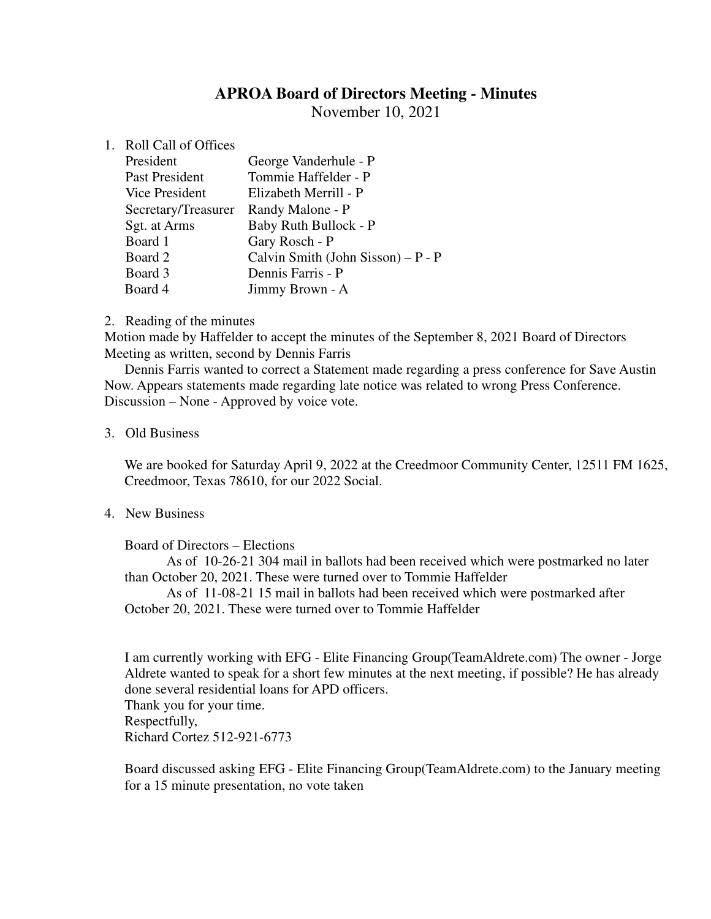# APROA Board of Directors Meeting - Minutes

November 10, 2021

1. Roll Call of Offices

| | |
|---|---|
| President | George Vanderhule - P |
| Past President | Tommie Haffelder - P |
| Vice President | Elizabeth Merrill - P |
| Secretary/Treasurer | Randy Malone - P |
| Sgt. at Arms | Baby Ruth Bullock - P |
| Board 1 | Gary Rosch - P |
| Board 2 | Calvin Smith (John Sisson) – P - P |
| Board 3 | Dennis Farris - P |
| Board 4 | Jimmy Brown - A |

2. Reading of the minutes

Motion made by Haffelder to accept the minutes of the September 8, 2021 Board of Directors Meeting as written, second by Dennis Farris

Dennis Farris wanted to correct a Statement made regarding a press conference for Save Austin Now. Appears statements made regarding late notice was related to wrong Press Conference. Discussion – None - Approved by voice vote.

3. Old Business

We are booked for Saturday April 9, 2022 at the Creedmoor Community Center, 12511 FM 1625, Creedmoor, Texas 78610, for our 2022 Social.

4. New Business

Board of Directors – Elections

As of 10-26-21 304 mail in ballots had been received which were postmarked no later than October 20, 2021. These were turned over to Tommie Haffelder

As of 11-08-21 15 mail in ballots had been received which were postmarked after October 20, 2021. These were turned over to Tommie Haffelder

I am currently working with EFG - Elite Financing Group(TeamAldrete.com) The owner - Jorge Aldrete wanted to speak for a short few minutes at the next meeting, if possible? He has already done several residential loans for APD officers.
Thank you for your time.
Respectfully,
Richard Cortez 512-921-6773

Board discussed asking EFG - Elite Financing Group(TeamAldrete.com) to the January meeting for a 15 minute presentation, no vote taken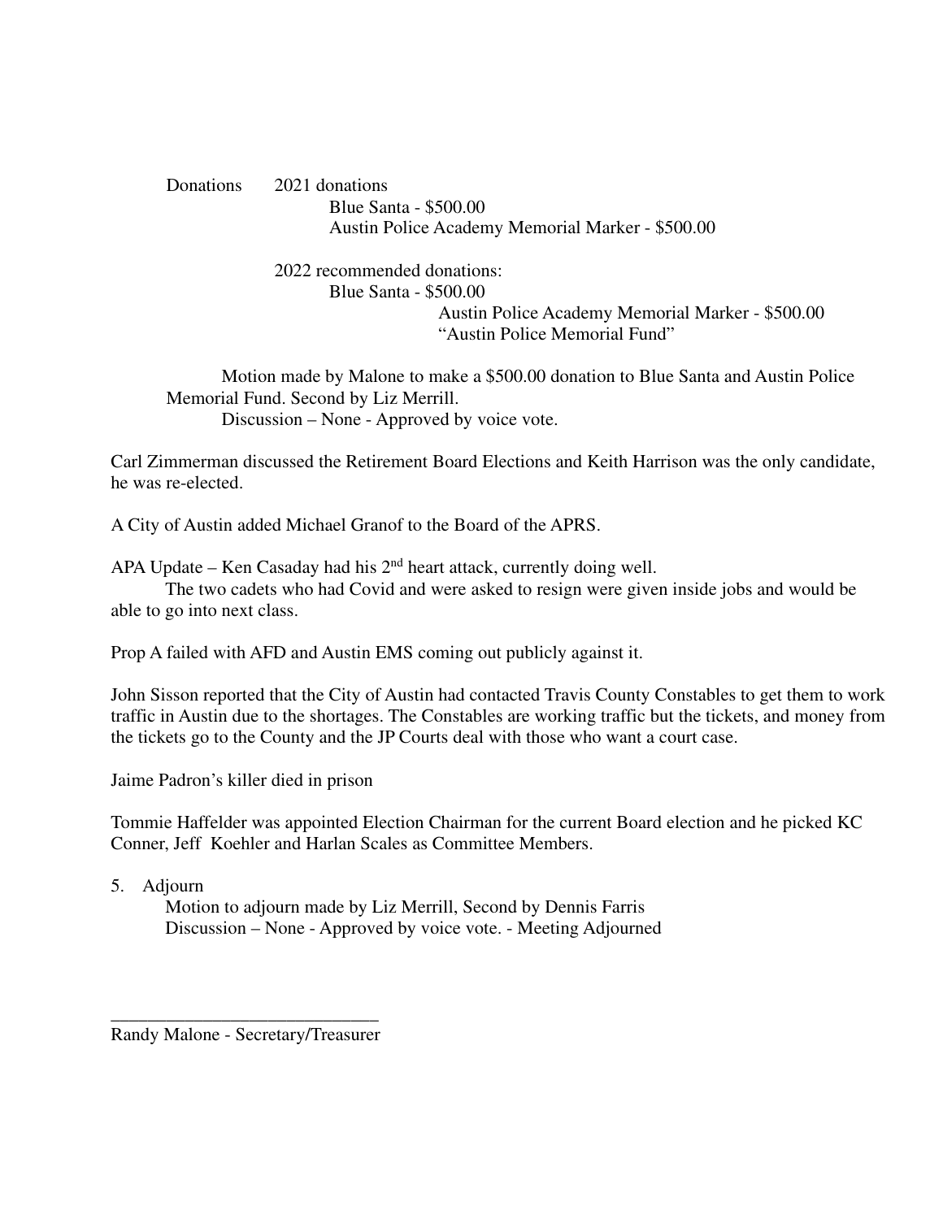Donations 2021 donations

Blue Santa - $500.00
Austin Police Academy Memorial Marker - $500.00

2022 recommended donations:

Blue Santa - $500.00
Austin Police Academy Memorial Marker - $500.00
"Austin Police Memorial Fund"

Motion made by Malone to make a $500.00 donation to Blue Santa and Austin Police Memorial Fund. Second by Liz Merrill.
Discussion – None - Approved by voice vote.

Carl Zimmerman discussed the Retirement Board Elections and Keith Harrison was the only candidate, he was re-elected.

A City of Austin added Michael Granof to the Board of the APRS.

APA Update – Ken Casaday had his 2nd heart attack, currently doing well.
The two cadets who had Covid and were asked to resign were given inside jobs and would be able to go into next class.

Prop A failed with AFD and Austin EMS coming out publicly against it.

John Sisson reported that the City of Austin had contacted Travis County Constables to get them to work traffic in Austin due to the shortages. The Constables are working traffic but the tickets, and money from the tickets go to the County and the JP Courts deal with those who want a court case.

Jaime Padron's killer died in prison

Tommie Haffelder was appointed Election Chairman for the current Board election and he picked KC Conner, Jeff Koehler and Harlan Scales as Committee Members.

5. Adjourn
   Motion to adjourn made by Liz Merrill, Second by Dennis Farris
   Discussion – None - Approved by voice vote. - Meeting Adjourned

_____________________________
Randy Malone - Secretary/Treasurer